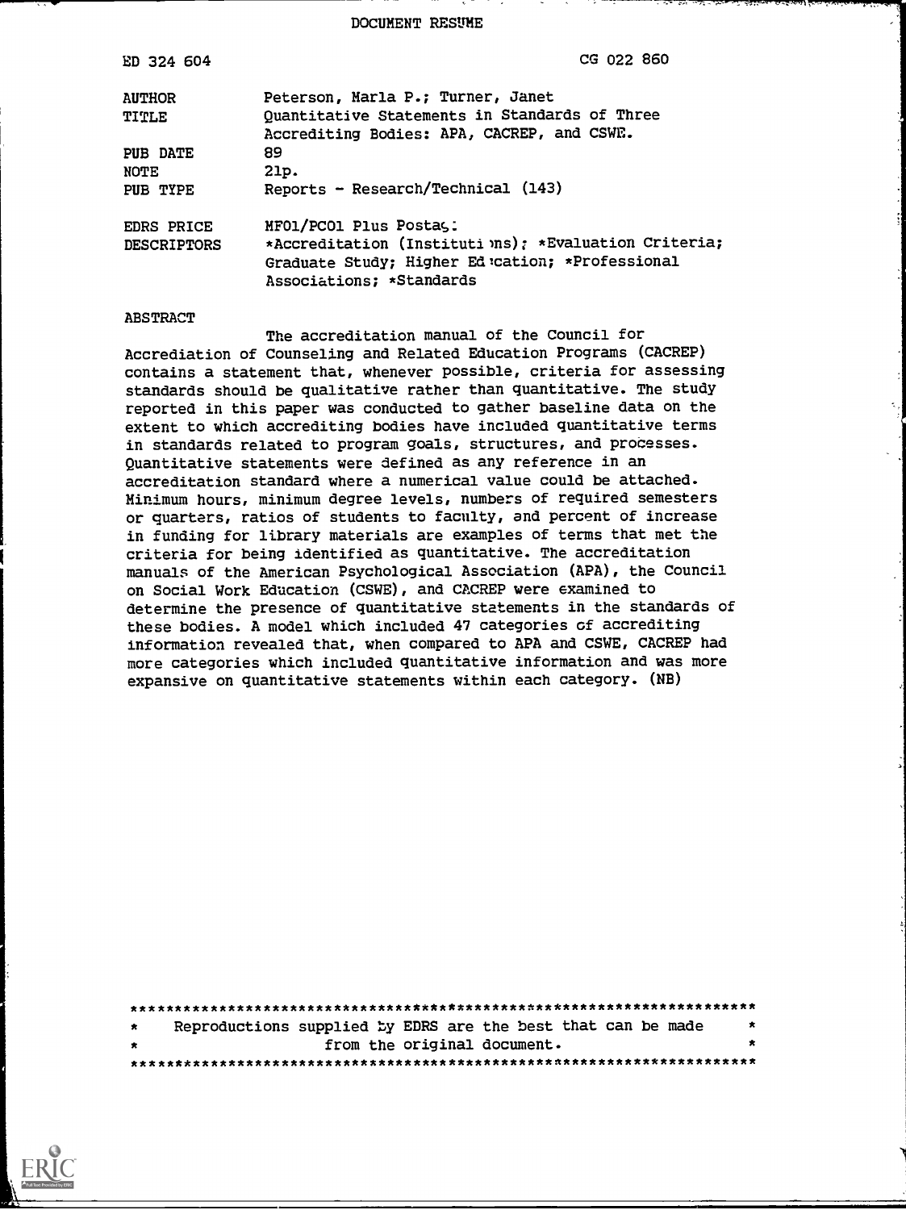# DOCUMENT RESUME

| | |
|---|---|
| ED 324 604 | CG 022 860 |
| AUTHOR | Peterson, Marla P.; Turner, Janet |
| TITLE | Quantitative Statements in Standards of Three Accrediting Bodies: APA, CACREP, and CSWE. |
| PUB DATE | 89 |
| NOTE | 21p. |
| PUB TYPE | Reports - Research/Technical (143) |
| EDRS PRICE | MF01/PC01 Plus Postage. |
| DESCRIPTORS | *Accreditation (Institutions); *Evaluation Criteria; Graduate Study; Higher Education; *Professional Associations; *Standards |

## ABSTRACT

The accreditation manual of the Council for Accrediation of Counseling and Related Education Programs (CACREP) contains a statement that, whenever possible, criteria for assessing standards should be qualitative rather than quantitative. The study reported in this paper was conducted to gather baseline data on the extent to which accrediting bodies have included quantitative terms in standards related to program goals, structures, and processes. Quantitative statements were defined as any reference in an accreditation standard where a numerical value could be attached. Minimum hours, minimum degree levels, numbers of required semesters or quarters, ratios of students to faculty, and percent of increase in funding for library materials are examples of terms that met the criteria for being identified as quantitative. The accreditation manuals of the American Psychological Association (APA), the Council on Social Work Education (CSWE), and CACREP were examined to determine the presence of quantitative statements in the standards of these bodies. A model which included 47 categories of accrediting information revealed that, when compared to APA and CSWE, CACREP had more categories which included quantitative information and was more expansive on quantitative statements within each category. (NB)

***********************************************************************
* Reproductions supplied by EDRS are the best that can be made *
* from the original document. *
***********************************************************************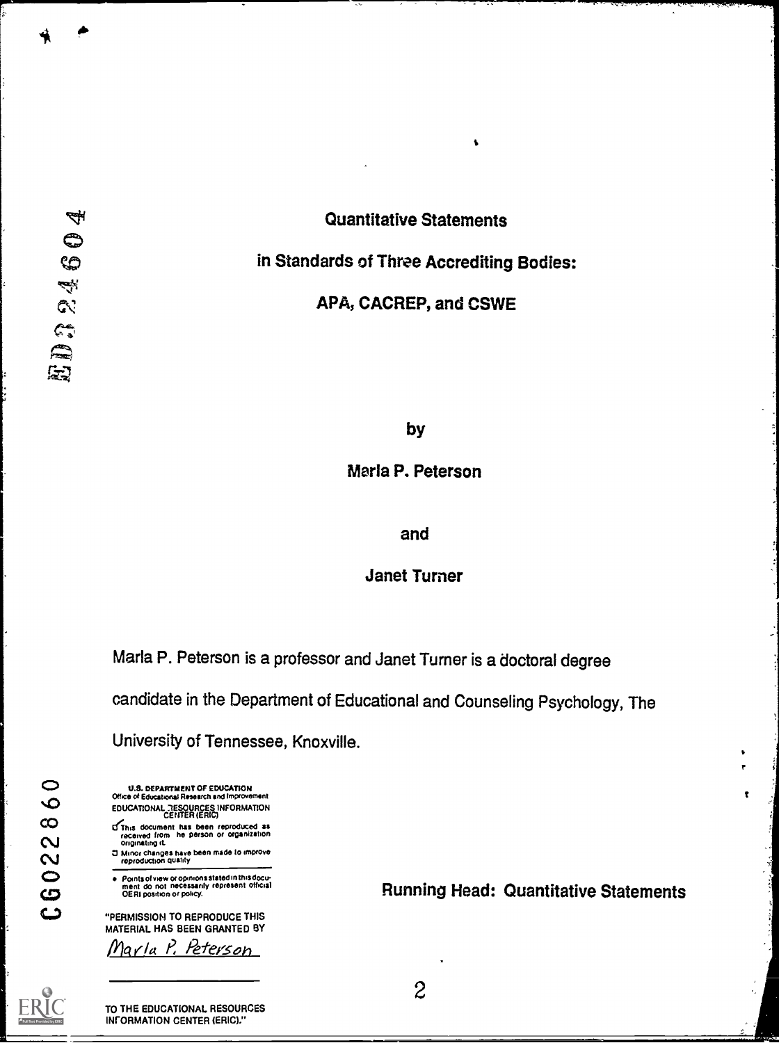# Quantitative Statements

# in Standards of Three Accrediting Bodies:

# APA, CACREP, and CSWE

by

Marla P. Peterson

and

Janet Turner

Marla P. Peterson is a professor and Janet Turner is a doctoral degree candidate in the Department of Educational and Counseling Psychology, The University of Tennessee, Knoxville.

U.S. DEPARTMENT OF EDUCATION
Office of Educational Research and Improvement
EDUCATIONAL RESOURCES INFORMATION CENTER (ERIC)

- This document has been reproduced as received from the person or organization originating it.
- Minor changes have been made to improve reproduction quality
- Points of view or opinions stated in this document do not necessarily represent official OERI position or policy.

"PERMISSION TO REPRODUCE THIS MATERIAL HAS BEEN GRANTED BY

Marla P. Peterson

TO THE EDUCATIONAL RESOURCES INFORMATION CENTER (ERIC)."

Running Head: Quantitative Statements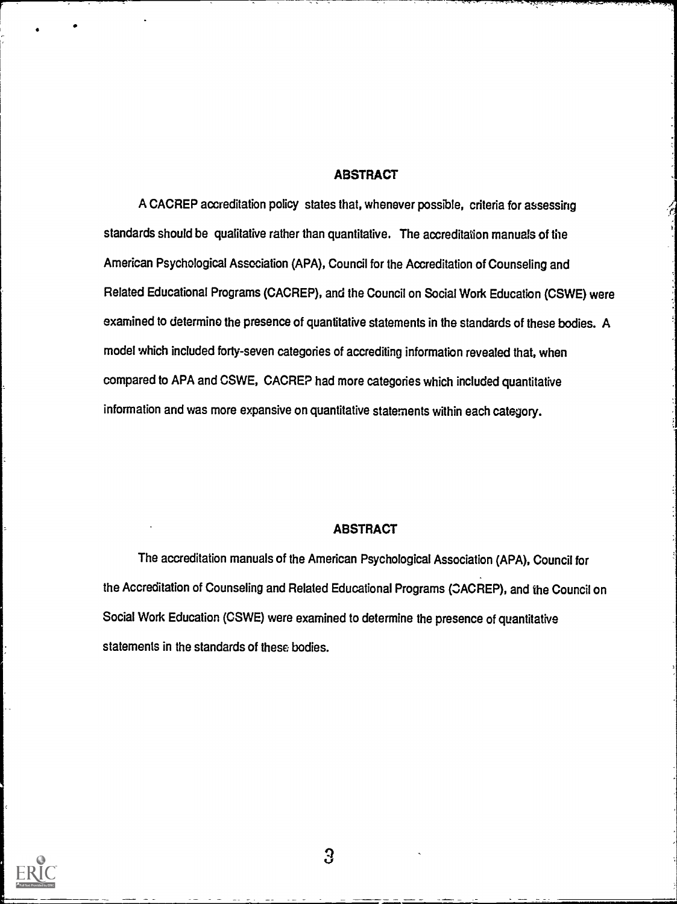## ABSTRACT

A CACREP accreditation policy states that, whenever possible, criteria for assessing standards should be qualitative rather than quantitative. The accreditation manuals of the American Psychological Association (APA), Council for the Accreditation of Counseling and Related Educational Programs (CACREP), and the Council on Social Work Education (CSWE) were examined to determine the presence of quantitative statements in the standards of these bodies. A model which included forty-seven categories of accrediting information revealed that, when compared to APA and CSWE, CACREP had more categories which included quantitative information and was more expansive on quantitative statements within each category.

## ABSTRACT

The accreditation manuals of the American Psychological Association (APA), Council for the Accreditation of Counseling and Related Educational Programs (CACREP), and the Council on Social Work Education (CSWE) were examined to determine the presence of quantitative statements in the standards of these bodies.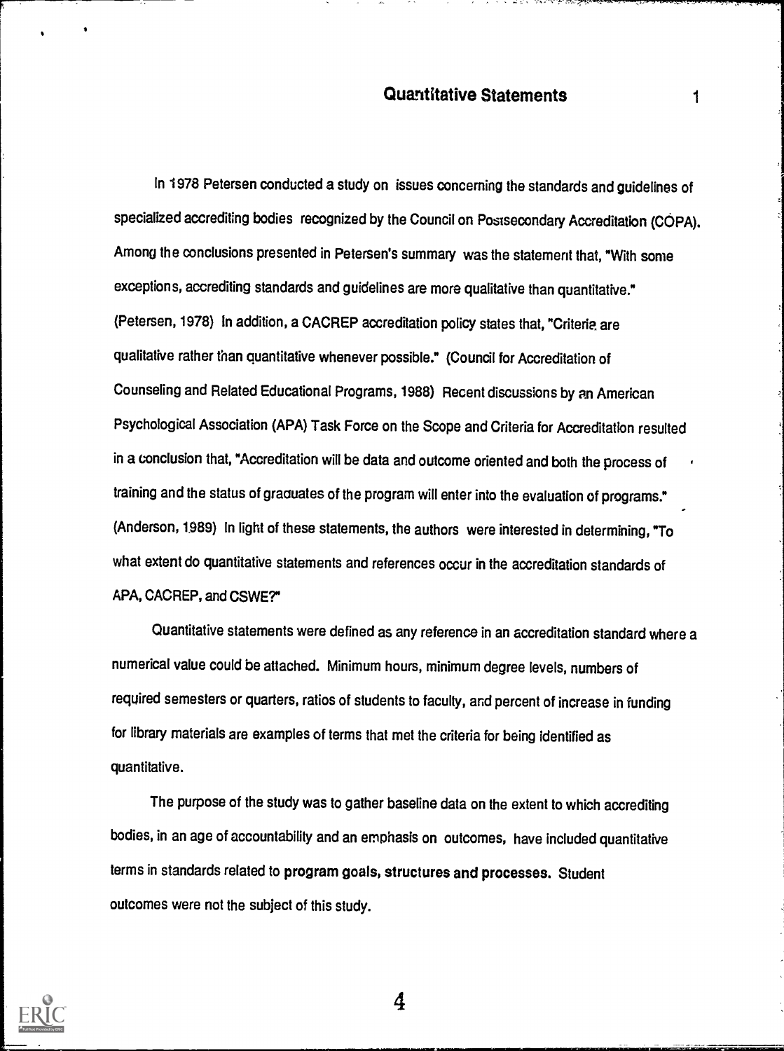In 1978 Petersen conducted a study on issues concerning the standards and guidelines of specialized accrediting bodies recognized by the Council on Postsecondary Accreditation (COPA). Among the conclusions presented in Petersen's summary was the statement that, "With some exceptions, accrediting standards and guidelines are more qualitative than quantitative." (Petersen, 1978) In addition, a CACREP accreditation policy states that, "Criteria are qualitative rather than quantitative whenever possible." (Council for Accreditation of Counseling and Related Educational Programs, 1988) Recent discussions by an American Psychological Association (APA) Task Force on the Scope and Criteria for Accreditation resulted in a conclusion that, "Accreditation will be data and outcome oriented and both the process of training and the status of graduates of the program will enter into the evaluation of programs." (Anderson, 1989) In light of these statements, the authors were interested in determining, "To what extent do quantitative statements and references occur in the accreditation standards of APA, CACREP, and CSWE?"

Quantitative statements were defined as any reference in an accreditation standard where a numerical value could be attached. Minimum hours, minimum degree levels, numbers of required semesters or quarters, ratios of students to faculty, and percent of increase in funding for library materials are examples of terms that met the criteria for being identified as quantitative.

The purpose of the study was to gather baseline data on the extent to which accrediting bodies, in an age of accountability and an emphasis on outcomes, have included quantitative terms in standards related to **program goals, structures and processes.** Student outcomes were not the subject of this study.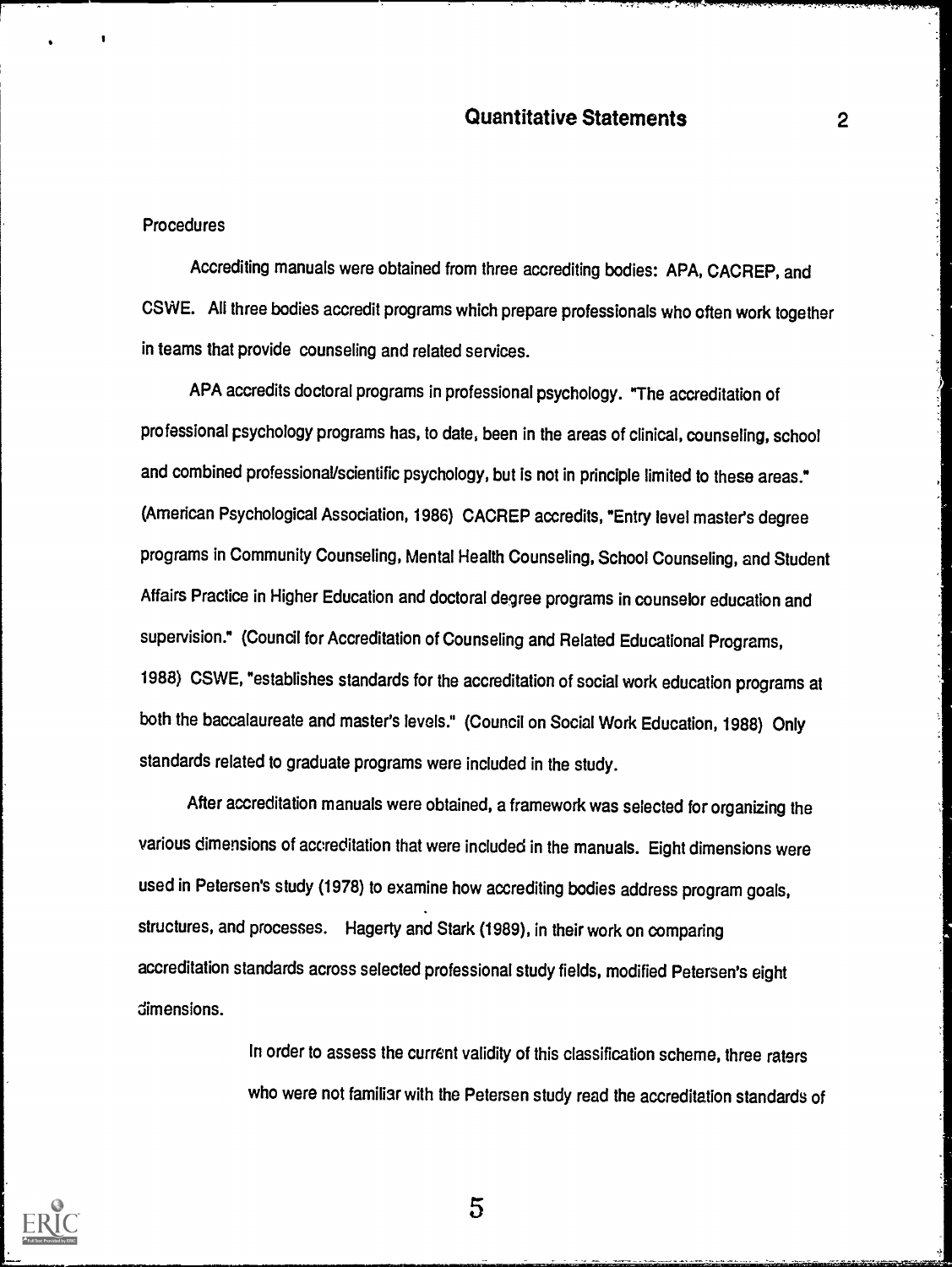Procedures

Accrediting manuals were obtained from three accrediting bodies: APA, CACREP, and CSWE. All three bodies accredit programs which prepare professionals who often work together in teams that provide counseling and related services.

APA accredits doctoral programs in professional psychology. "The accreditation of professional psychology programs has, to date, been in the areas of clinical, counseling, school and combined professional/scientific psychology, but is not in principle limited to these areas." (American Psychological Association, 1986) CACREP accredits, "Entry level master's degree programs in Community Counseling, Mental Health Counseling, School Counseling, and Student Affairs Practice in Higher Education and doctoral degree programs in counselor education and supervision." (Council for Accreditation of Counseling and Related Educational Programs, 1988) CSWE, "establishes standards for the accreditation of social work education programs at both the baccalaureate and master's levels." (Council on Social Work Education, 1988) Only standards related to graduate programs were included in the study.

After accreditation manuals were obtained, a framework was selected for organizing the various dimensions of accreditation that were included in the manuals. Eight dimensions were used in Petersen's study (1978) to examine how accrediting bodies address program goals, structures, and processes. Hagerty and Stark (1989), in their work on comparing accreditation standards across selected professional study fields, modified Petersen's eight dimensions.

In order to assess the current validity of this classification scheme, three raters who were not familiar with the Petersen study read the accreditation standards of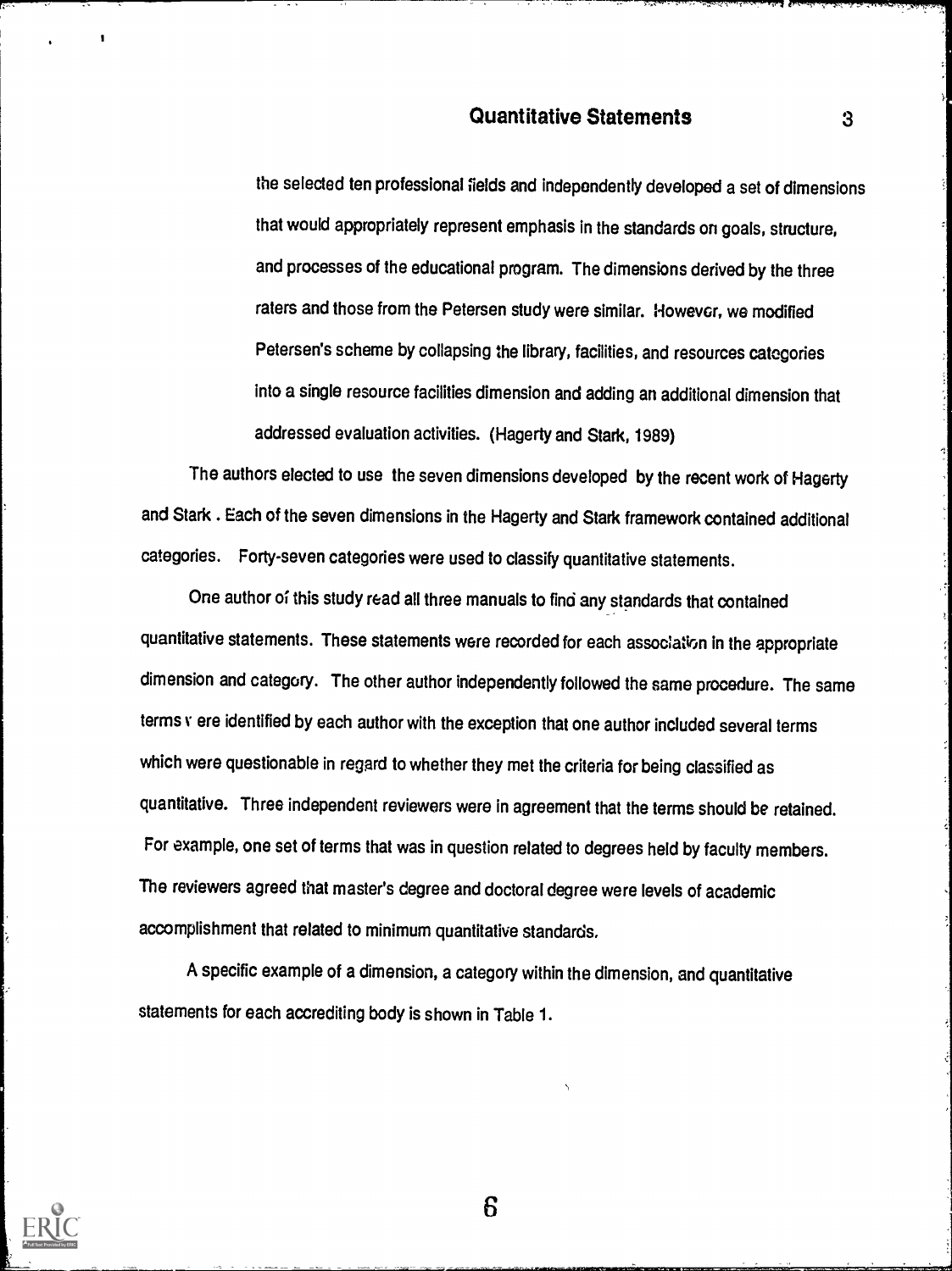the selected ten professional fields and independently developed a set of dimensions that would appropriately represent emphasis in the standards on goals, structure, and processes of the educational program. The dimensions derived by the three raters and those from the Petersen study were similar. However, we modified Petersen's scheme by collapsing the library, facilities, and resources categories into a single resource facilities dimension and adding an additional dimension that addressed evaluation activities. (Hagerty and Stark, 1989)

The authors elected to use the seven dimensions developed by the recent work of Hagerty and Stark . Each of the seven dimensions in the Hagerty and Stark framework contained additional categories. Forty-seven categories were used to classify quantitative statements.

One author of this study read all three manuals to find any standards that contained quantitative statements. These statements were recorded for each association in the appropriate dimension and category. The other author independently followed the same procedure. The same terms were identified by each author with the exception that one author included several terms which were questionable in regard to whether they met the criteria for being classified as quantitative. Three independent reviewers were in agreement that the terms should be retained. For example, one set of terms that was in question related to degrees held by faculty members. The reviewers agreed that master's degree and doctoral degree were levels of academic accomplishment that related to minimum quantitative standards.

A specific example of a dimension, a category within the dimension, and quantitative statements for each accrediting body is shown in Table 1.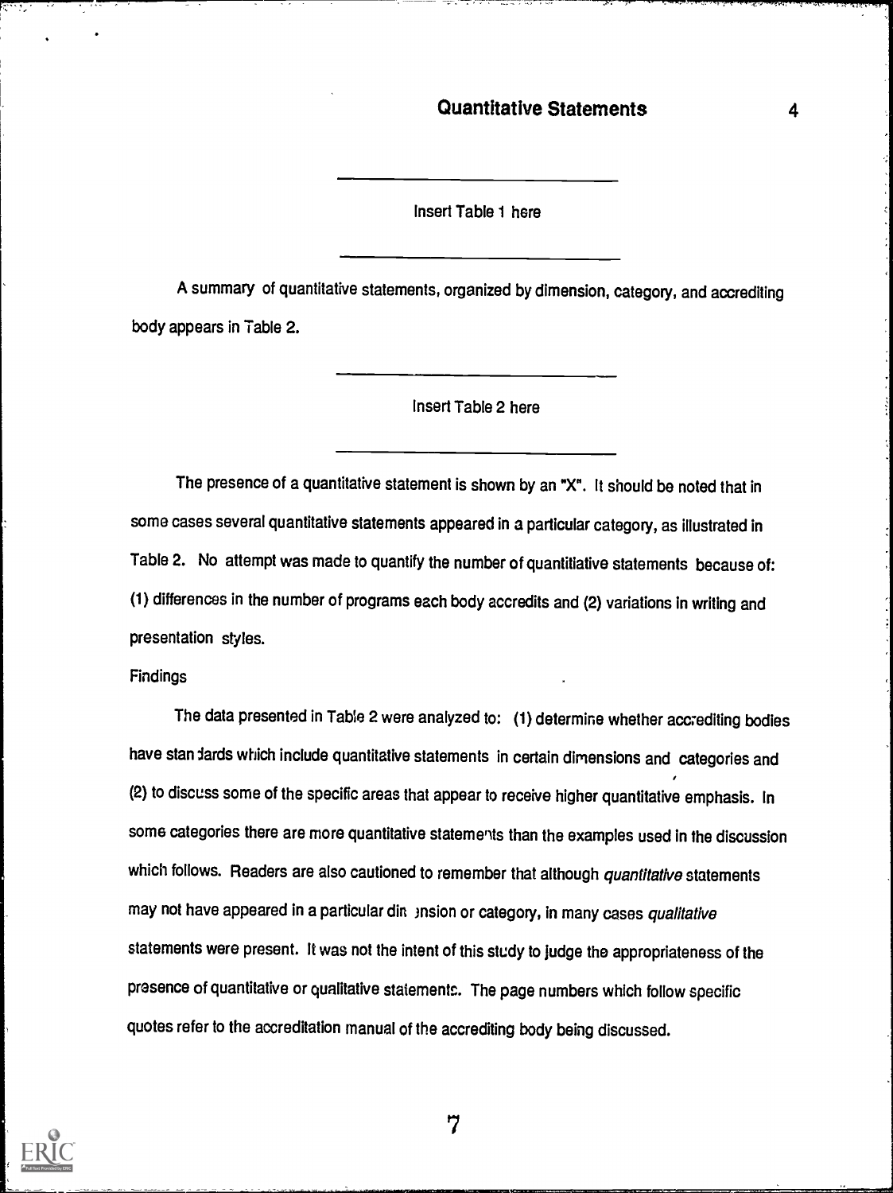Insert Table 1 here

A summary of quantitative statements, organized by dimension, category, and accrediting body appears in Table 2.

Insert Table 2 here

The presence of a quantitative statement is shown by an "X". It should be noted that in some cases several quantitative statements appeared in a particular category, as illustrated in Table 2. No attempt was made to quantify the number of quantitiative statements because of: (1) differences in the number of programs each body accredits and (2) variations in writing and presentation styles.

Findings

The data presented in Table 2 were analyzed to: (1) determine whether accrediting bodies have standards which include quantitative statements in certain dimensions and categories and (2) to discuss some of the specific areas that appear to receive higher quantitative emphasis. In some categories there are more quantitative statements than the examples used in the discussion which follows. Readers are also cautioned to remember that although *quantitative* statements may not have appeared in a particular dimension or category, in many cases *qualitative* statements were present. It was not the intent of this study to judge the appropriateness of the presence of quantitative or qualitative statements. The page numbers which follow specific quotes refer to the accreditation manual of the accrediting body being discussed.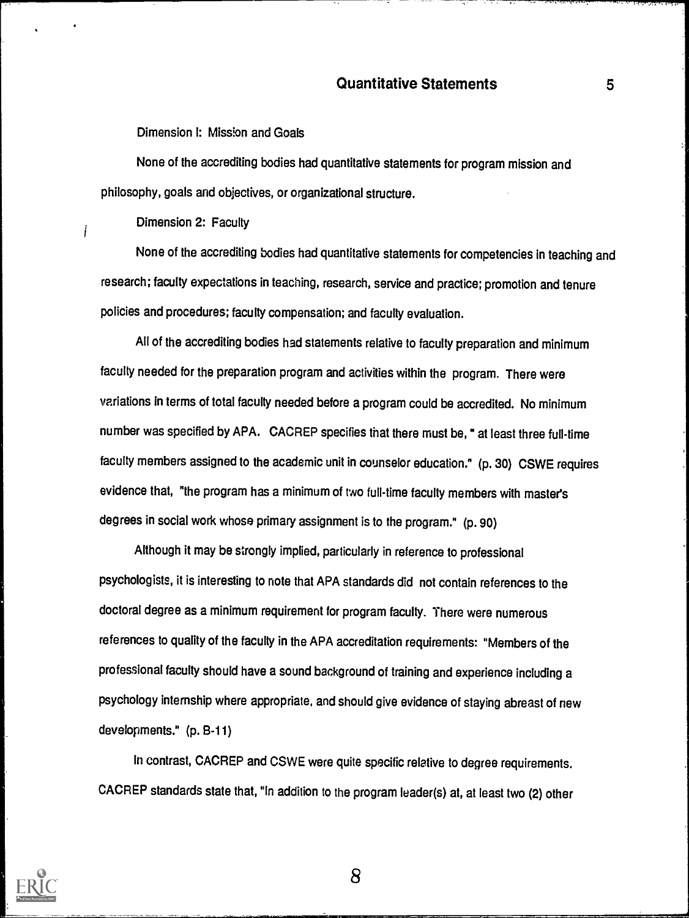Dimension I: Mission and Goals

None of the accrediting bodies had quantitative statements for program mission and philosophy, goals and objectives, or organizational structure.

Dimension 2: Faculty

None of the accrediting bodies had quantitative statements for competencies in teaching and research; faculty expectations in teaching, research, service and practice; promotion and tenure policies and procedures; faculty compensation; and faculty evaluation.

All of the accrediting bodies had statements relative to faculty preparation and minimum faculty needed for the preparation program and activities within the program. There were variations in terms of total faculty needed before a program could be accredited. No minimum number was specified by APA. CACREP specifies that there must be, " at least three full-time faculty members assigned to the academic unit in counselor education." (p. 30) CSWE requires evidence that, "the program has a minimum of two full-time faculty members with master's degrees in social work whose primary assignment is to the program." (p. 90)

Although it may be strongly implied, particularly in reference to professional psychologists, it is interesting to note that APA standards did not contain references to the doctoral degree as a minimum requirement for program faculty. There were numerous references to quality of the faculty in the APA accreditation requirements: "Members of the professional faculty should have a sound background of training and experience including a psychology internship where appropriate, and should give evidence of staying abreast of new developments." (p. B-11)

In contrast, CACREP and CSWE were quite specific relative to degree requirements. CACREP standards state that, "In addition to the program leader(s) at, at least two (2) other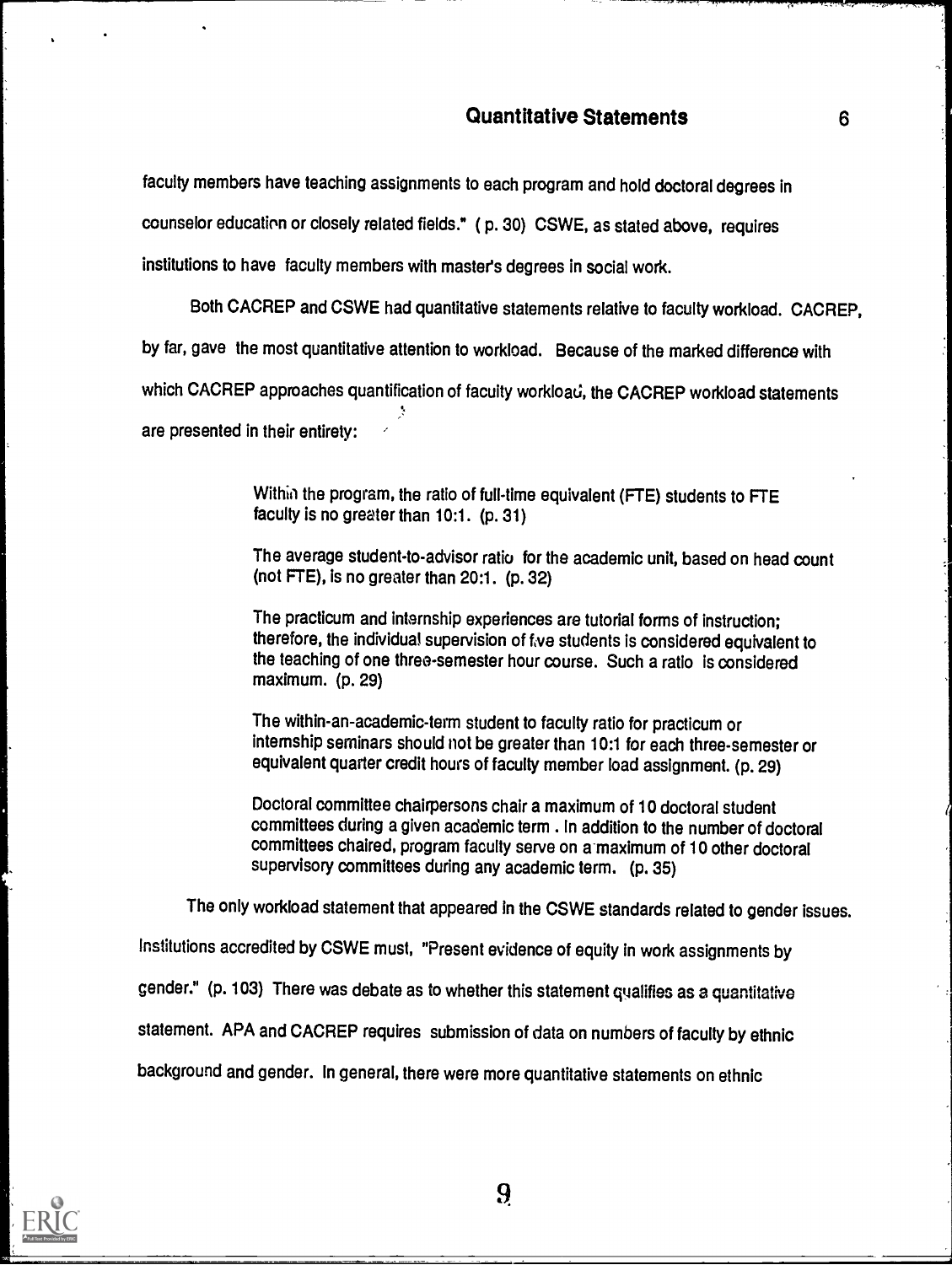faculty members have teaching assignments to each program and hold doctoral degrees in counselor education or closely related fields." ( p. 30) CSWE, as stated above, requires institutions to have faculty members with master's degrees in social work.

Both CACREP and CSWE had quantitative statements relative to faculty workload. CACREP, by far, gave the most quantitative attention to workload. Because of the marked difference with which CACREP approaches quantification of faculty workload, the CACREP workload statements are presented in their entirety:

> Within the program, the ratio of full-time equivalent (FTE) students to FTE faculty is no greater than 10:1. (p. 31)
>
> The average student-to-advisor ratio for the academic unit, based on head count (not FTE), is no greater than 20:1. (p. 32)
>
> The practicum and internship experiences are tutorial forms of instruction; therefore, the individual supervision of five students is considered equivalent to the teaching of one three-semester hour course. Such a ratio is considered maximum. (p. 29)
>
> The within-an-academic-term student to faculty ratio for practicum or internship seminars should not be greater than 10:1 for each three-semester or equivalent quarter credit hours of faculty member load assignment. (p. 29)
>
> Doctoral committee chairpersons chair a maximum of 10 doctoral student committees during a given academic term . In addition to the number of doctoral committees chaired, program faculty serve on a maximum of 10 other doctoral supervisory committees during any academic term. (p. 35)

The only workload statement that appeared in the CSWE standards related to gender issues. Institutions accredited by CSWE must, "Present evidence of equity in work assignments by gender." (p. 103) There was debate as to whether this statement qualifies as a quantitative statement. APA and CACREP requires submission of data on numbers of faculty by ethnic background and gender. In general, there were more quantitative statements on ethnic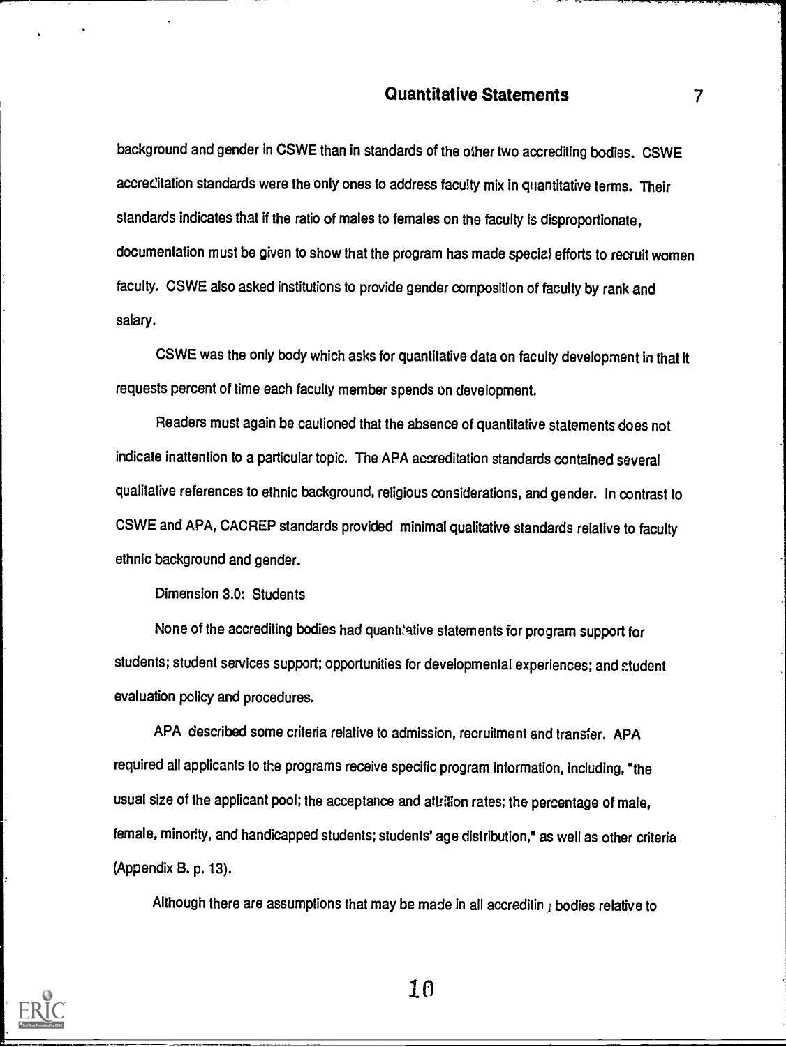background and gender in CSWE than in standards of the other two accrediting bodies. CSWE accreditation standards were the only ones to address faculty mix in quantitative terms. Their standards indicates that if the ratio of males to females on the faculty is disproportionate, documentation must be given to show that the program has made special efforts to recruit women faculty. CSWE also asked institutions to provide gender composition of faculty by rank and salary.

CSWE was the only body which asks for quantitative data on faculty development in that it requests percent of time each faculty member spends on development.

Readers must again be cautioned that the absence of quantitative statements does not indicate inattention to a particular topic. The APA accreditation standards contained several qualitative references to ethnic background, religious considerations, and gender. In contrast to CSWE and APA, CACREP standards provided minimal qualitative standards relative to faculty ethnic background and gender.

Dimension 3.0: Students

None of the accrediting bodies had quantitative statements for program support for students; student services support; opportunities for developmental experiences; and student evaluation policy and procedures.

APA described some criteria relative to admission, recruitment and transfer. APA required all applicants to the programs receive specific program information, including, "the usual size of the applicant pool; the acceptance and attrition rates; the percentage of male, female, minority, and handicapped students; students' age distribution," as well as other criteria (Appendix B. p. 13).

Although there are assumptions that may be made in all accrediting bodies relative to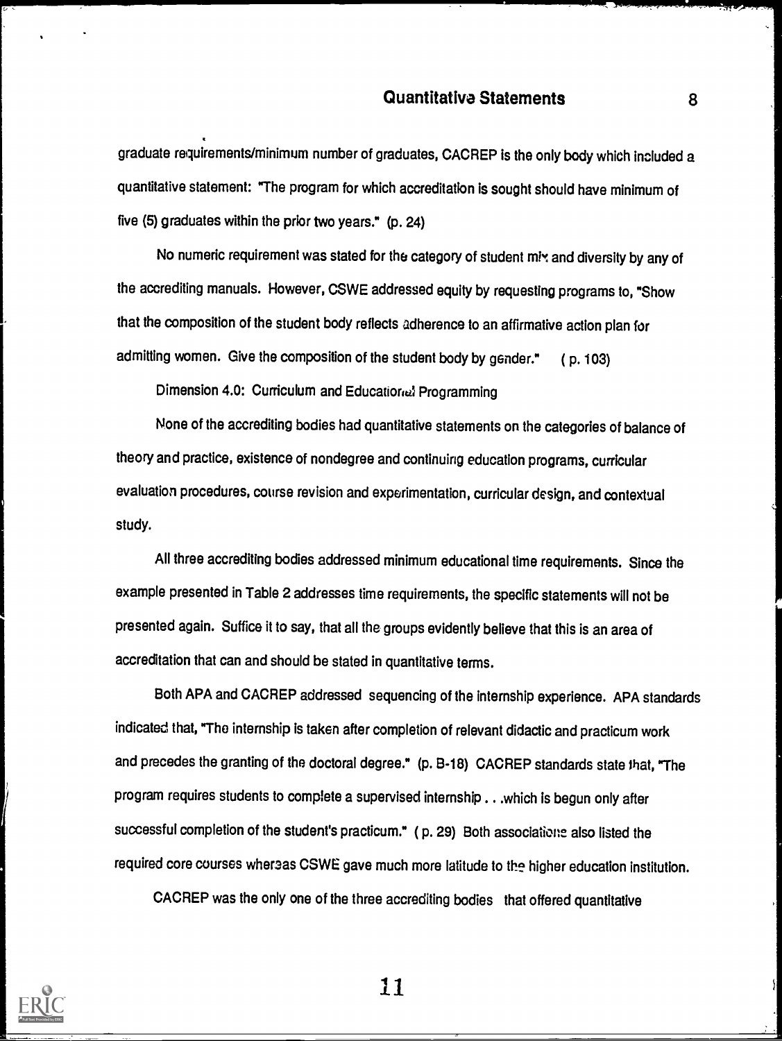graduate requirements/minimum number of graduates, CACREP is the only body which included a quantitative statement: "The program for which accreditation is sought should have minimum of five (5) graduates within the prior two years." (p. 24)

No numeric requirement was stated for the category of student mix and diversity by any of the accrediting manuals. However, CSWE addressed equity by requesting programs to, "Show that the composition of the student body reflects adherence to an affirmative action plan for admitting women. Give the composition of the student body by gender." ( p. 103)

Dimension 4.0: Curriculum and Educational Programming

None of the accrediting bodies had quantitative statements on the categories of balance of theory and practice, existence of nondegree and continuing education programs, curricular evaluation procedures, course revision and experimentation, curricular design, and contextual study.

All three accrediting bodies addressed minimum educational time requirements. Since the example presented in Table 2 addresses time requirements, the specific statements will not be presented again. Suffice it to say, that all the groups evidently believe that this is an area of accreditation that can and should be stated in quantitative terms.

Both APA and CACREP addressed sequencing of the internship experience. APA standards indicated that, "The internship is taken after completion of relevant didactic and practicum work and precedes the granting of the doctoral degree." (p. B-18) CACREP standards state that, "The program requires students to complete a supervised internship . . .which is begun only after successful completion of the student's practicum." ( p. 29) Both associations also listed the required core courses whereas CSWE gave much more latitude to the higher education institution.

CACREP was the only one of the three accrediting bodies that offered quantitative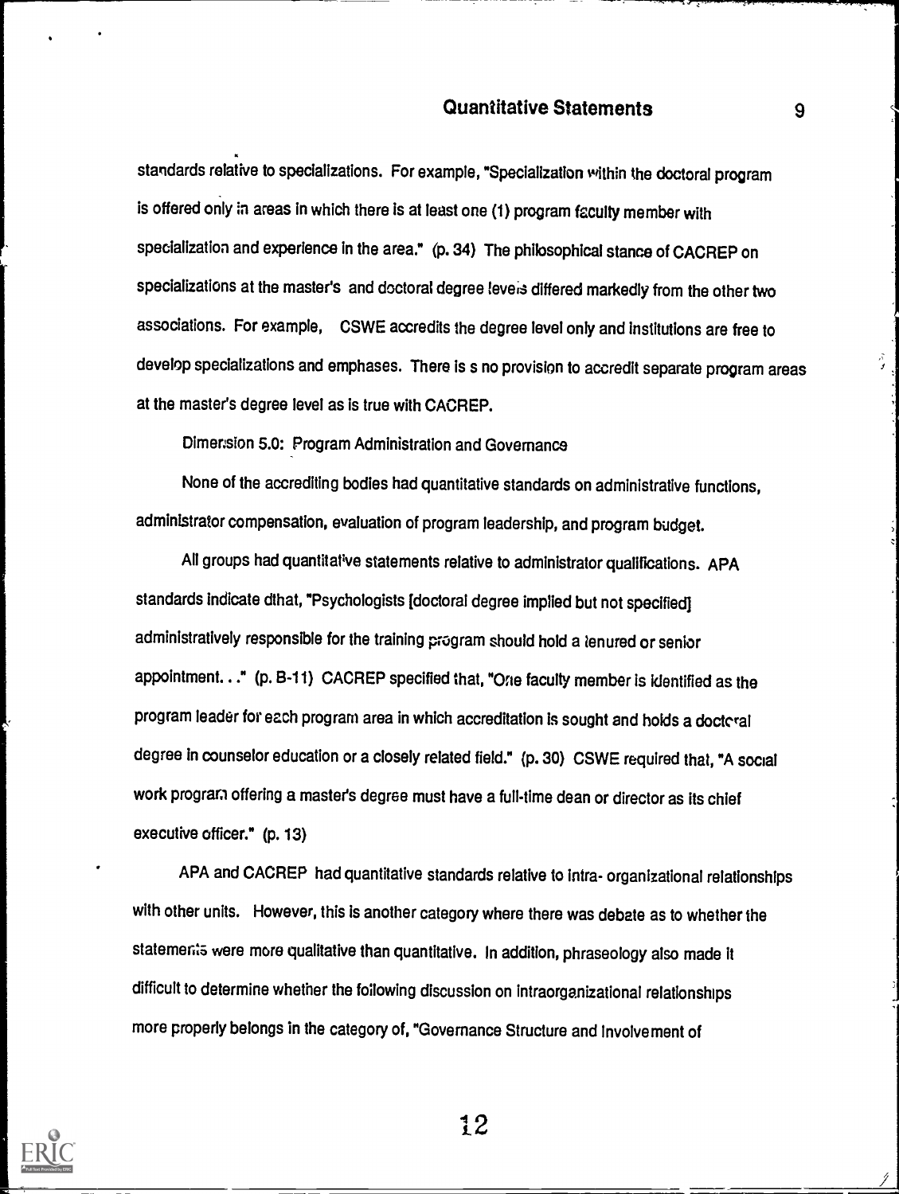standards relative to specializations. For example, "Specialization within the doctoral program is offered only in areas in which there is at least one (1) program faculty member with specialization and experience in the area." (p. 34) The philosophical stance of CACREP on specializations at the master's and doctoral degree levels differed markedly from the other two associations. For example, CSWE accredits the degree level only and institutions are free to develop specializations and emphases. There is s no provision to accredit separate program areas at the master's degree level as is true with CACREP.

Dimension 5.0: Program Administration and Governance

None of the accrediting bodies had quantitative standards on administrative functions, administrator compensation, evaluation of program leadership, and program budget.

All groups had quantitative statements relative to administrator qualifications. APA standards indicate dthat, "Psychologists [doctoral degree implied but not specified] administratively responsible for the training program should hold a tenured or senior appointment. . ." (p. B-11) CACREP specified that, "One faculty member is identified as the program leader for each program area in which accreditation is sought and holds a doctoral degree in counselor education or a closely related field." (p. 30) CSWE required that, "A social work program offering a master's degree must have a full-time dean or director as its chief executive officer." (p. 13)

APA and CACREP had quantitative standards relative to intra- organizational relationships with other units. However, this is another category where there was debate as to whether the statements were more qualitative than quantitative. In addition, phraseology also made it difficult to determine whether the following discussion on intraorganizational relationships more properly belongs in the category of, "Governance Structure and Involvement of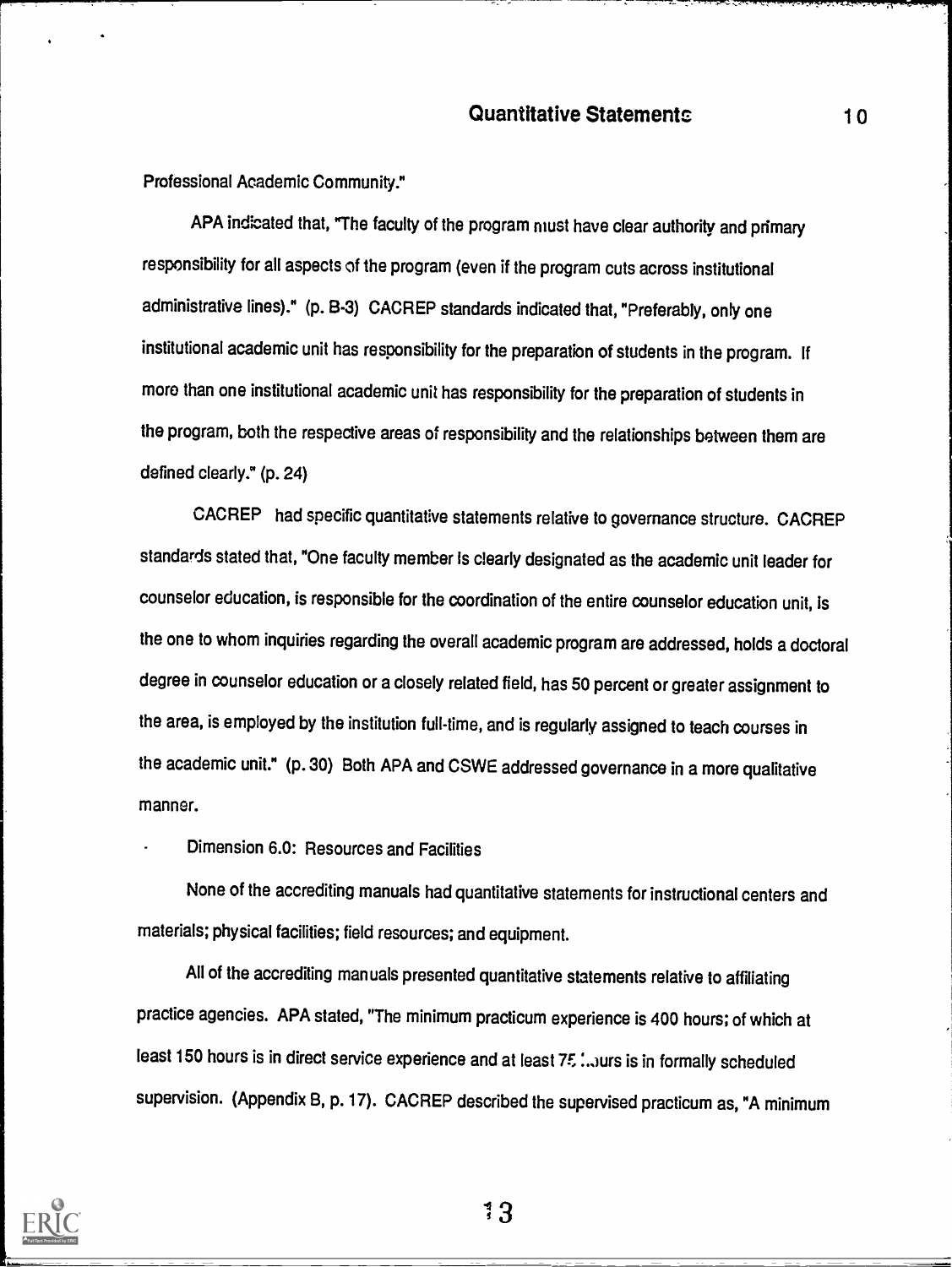Professional Academic Community."

APA indicated that, "The faculty of the program must have clear authority and primary responsibility for all aspects of the program (even if the program cuts across institutional administrative lines)." (p. B-3) CACREP standards indicated that, "Preferably, only one institutional academic unit has responsibility for the preparation of students in the program. If more than one institutional academic unit has responsibility for the preparation of students in the program, both the respective areas of responsibility and the relationships between them are defined clearly." (p. 24)

CACREP had specific quantitative statements relative to governance structure. CACREP standards stated that, "One faculty member is clearly designated as the academic unit leader for counselor education, is responsible for the coordination of the entire counselor education unit, is the one to whom inquiries regarding the overall academic program are addressed, holds a doctoral degree in counselor education or a closely related field, has 50 percent or greater assignment to the area, is employed by the institution full-time, and is regularly assigned to teach courses in the academic unit." (p. 30) Both APA and CSWE addressed governance in a more qualitative manner.

Dimension 6.0: Resources and Facilities

None of the accrediting manuals had quantitative statements for instructional centers and materials; physical facilities; field resources; and equipment.

All of the accrediting manuals presented quantitative statements relative to affiliating practice agencies. APA stated, "The minimum practicum experience is 400 hours; of which at least 150 hours is in direct service experience and at least 75 hours is in formally scheduled supervision. (Appendix B, p. 17). CACREP described the supervised practicum as, "A minimum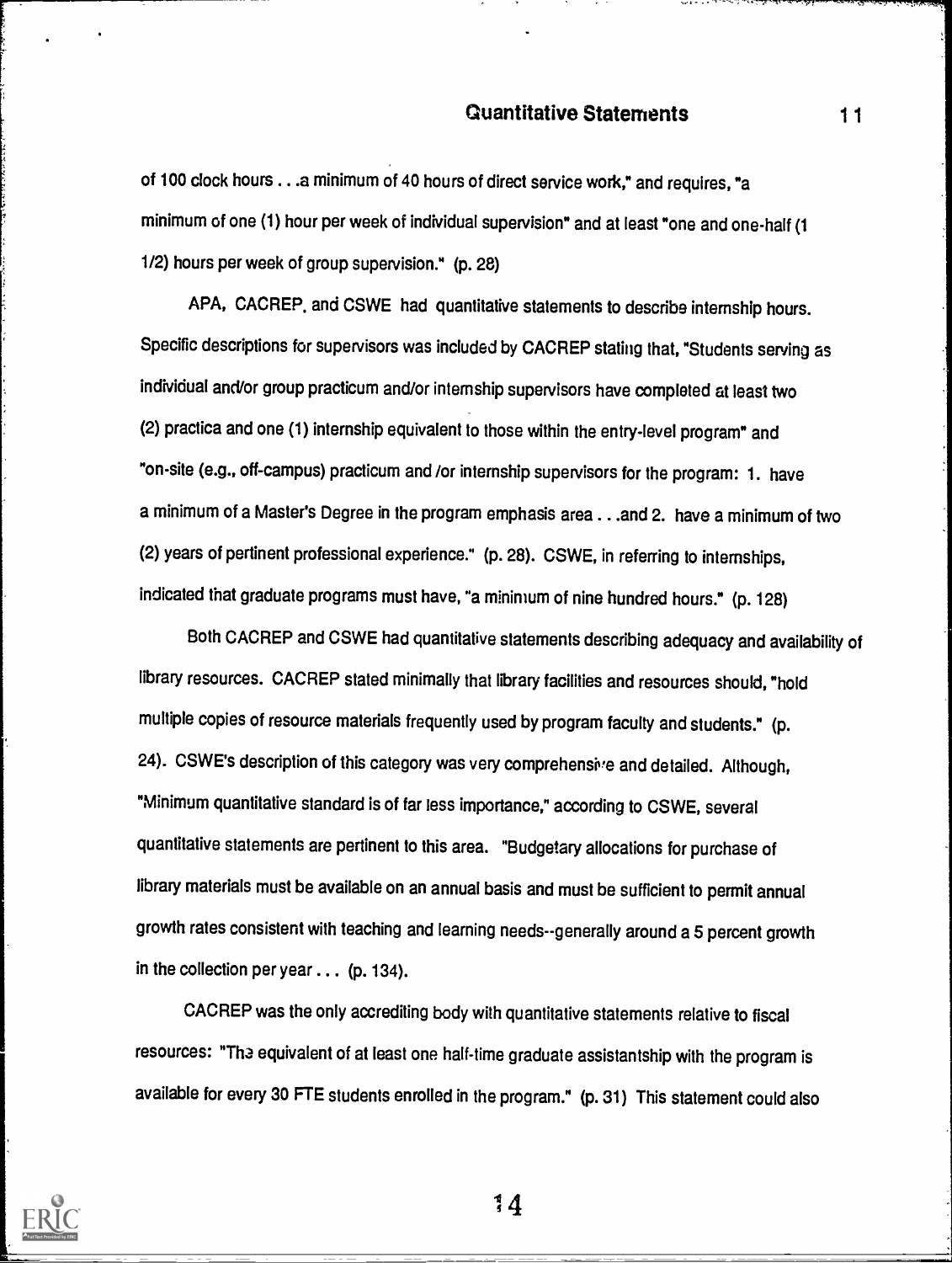of 100 clock hours . . .a minimum of 40 hours of direct service work," and requires, "a minimum of one (1) hour per week of individual supervision" and at least "one and one-half (1 1/2) hours per week of group supervision." (p. 28)

APA, CACREP, and CSWE had quantitative statements to describe internship hours. Specific descriptions for supervisors was included by CACREP stating that, "Students serving as individual and/or group practicum and/or internship supervisors have completed at least two (2) practica and one (1) internship equivalent to those within the entry-level program" and "on-site (e.g., off-campus) practicum and /or internship supervisors for the program: 1. have a minimum of a Master's Degree in the program emphasis area . . .and 2. have a minimum of two (2) years of pertinent professional experience." (p. 28). CSWE, in referring to internships, indicated that graduate programs must have, "a minimum of nine hundred hours." (p. 128)

Both CACREP and CSWE had quantitative statements describing adequacy and availability of library resources. CACREP stated minimally that library facilities and resources should, "hold multiple copies of resource materials frequently used by program faculty and students." (p. 24). CSWE's description of this category was very comprehensive and detailed. Although, "Minimum quantitative standard is of far less importance," according to CSWE, several quantitative statements are pertinent to this area. "Budgetary allocations for purchase of library materials must be available on an annual basis and must be sufficient to permit annual growth rates consistent with teaching and learning needs--generally around a 5 percent growth in the collection per year . . . (p. 134).

CACREP was the only accrediting body with quantitative statements relative to fiscal resources: "The equivalent of at least one half-time graduate assistantship with the program is available for every 30 FTE students enrolled in the program." (p. 31) This statement could also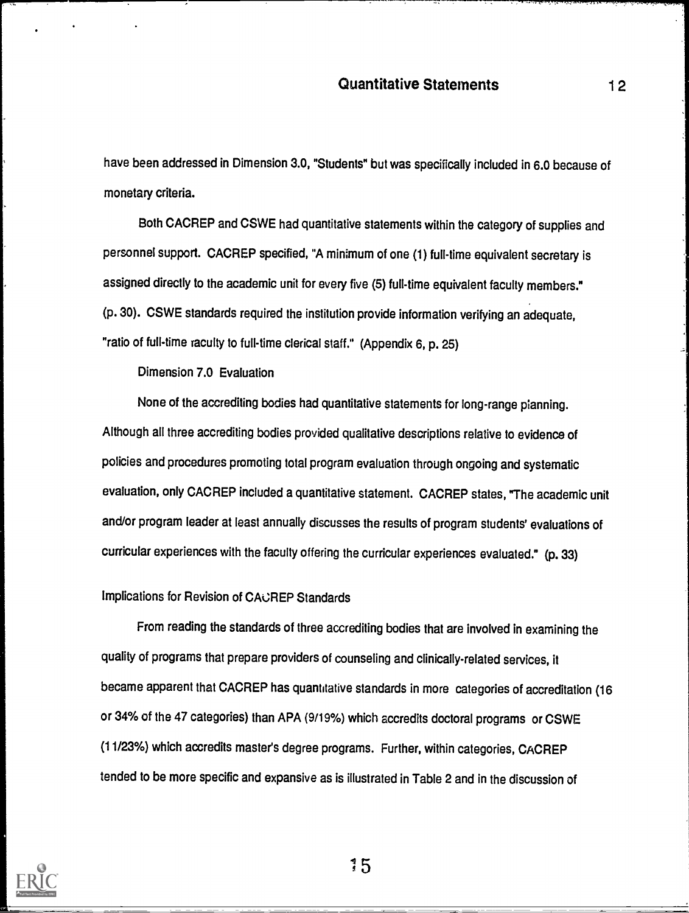have been addressed in Dimension 3.0, "Students" but was specifically included in 6.0 because of monetary criteria.

Both CACREP and CSWE had quantitative statements within the category of supplies and personnel support. CACREP specified, "A minimum of one (1) full-time equivalent secretary is assigned directly to the academic unit for every five (5) full-time equivalent faculty members." (p. 30). CSWE standards required the institution provide information verifying an adequate, "ratio of full-time faculty to full-time clerical staff." (Appendix 6, p. 25)

Dimension 7.0 Evaluation

None of the accrediting bodies had quantitative statements for long-range planning. Although all three accrediting bodies provided qualitative descriptions relative to evidence of policies and procedures promoting total program evaluation through ongoing and systematic evaluation, only CACREP included a quantitative statement. CACREP states, "The academic unit and/or program leader at least annually discusses the results of program students' evaluations of curricular experiences with the faculty offering the curricular experiences evaluated." (p. 33)

## Implications for Revision of CACREP Standards

From reading the standards of three accrediting bodies that are involved in examining the quality of programs that prepare providers of counseling and clinically-related services, it became apparent that CACREP has quantitative standards in more categories of accreditation (16 or 34% of the 47 categories) than APA (9/19%) which accredits doctoral programs or CSWE (11/23%) which accredits master's degree programs. Further, within categories, CACREP tended to be more specific and expansive as is illustrated in Table 2 and in the discussion of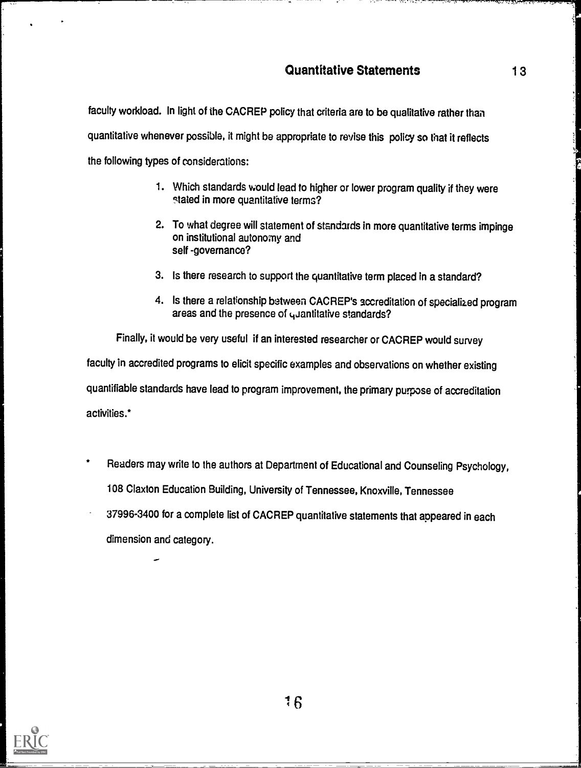faculty workload. In light of the CACREP policy that criteria are to be qualitative rather than quantitative whenever possible, it might be appropriate to revise this policy so that it reflects the following types of considerations:

1. Which standards would lead to higher or lower program quality if they were stated in more quantitative terms?
2. To what degree will statement of standards in more quantitative terms impinge on institutional autonomy and self-governance?
3. Is there research to support the quantitative term placed in a standard?
4. Is there a relationship between CACREP's accreditation of specialized program areas and the presence of quantitative standards?

Finally, it would be very useful if an interested researcher or CACREP would survey faculty in accredited programs to elicit specific examples and observations on whether existing quantifiable standards have lead to program improvement, the primary purpose of accreditation activities.*

* Readers may write to the authors at Department of Educational and Counseling Psychology, 108 Claxton Education Building, University of Tennessee, Knoxville, Tennessee 37996-3400 for a complete list of CACREP quantitative statements that appeared in each dimension and category.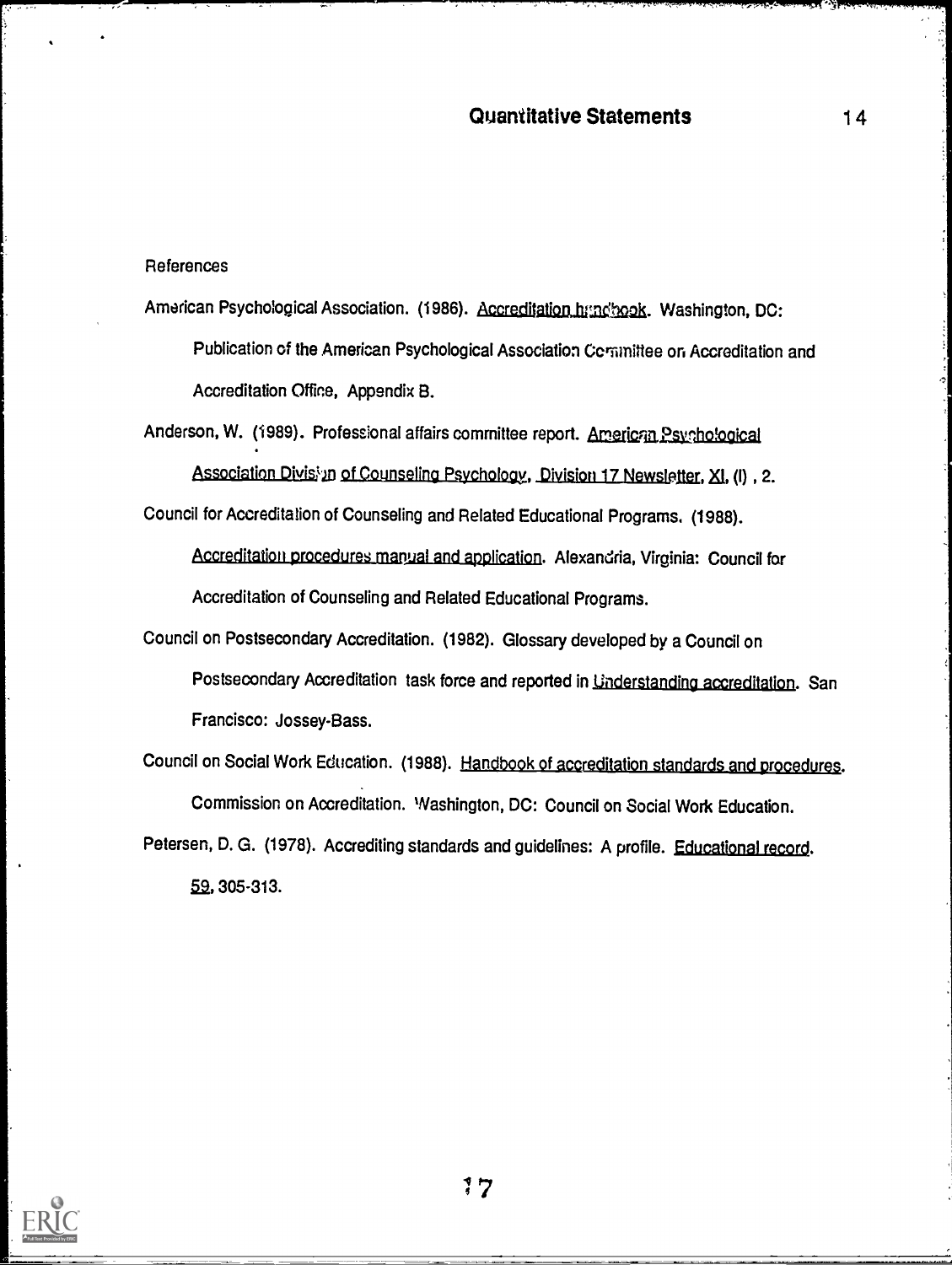References

American Psychological Association. (1986). Accreditation handbook. Washington, DC: Publication of the American Psychological Association Committee on Accreditation and Accreditation Office, Appendix B.

Anderson, W. (1989). Professional affairs committee report. American Psychological Association Division of Counseling Psychology, Division 17 Newsletter, XI, (I) , 2.

Council for Accreditation of Counseling and Related Educational Programs. (1988). Accreditation procedures manual and application. Alexandria, Virginia: Council for Accreditation of Counseling and Related Educational Programs.

Council on Postsecondary Accreditation. (1982). Glossary developed by a Council on Postsecondary Accreditation task force and reported in Understanding accreditation. San Francisco: Jossey-Bass.

Council on Social Work Education. (1988). Handbook of accreditation standards and procedures. Commission on Accreditation. Washington, DC: Council on Social Work Education.

Petersen, D. G. (1978). Accrediting standards and guidelines: A profile. Educational record. 59, 305-313.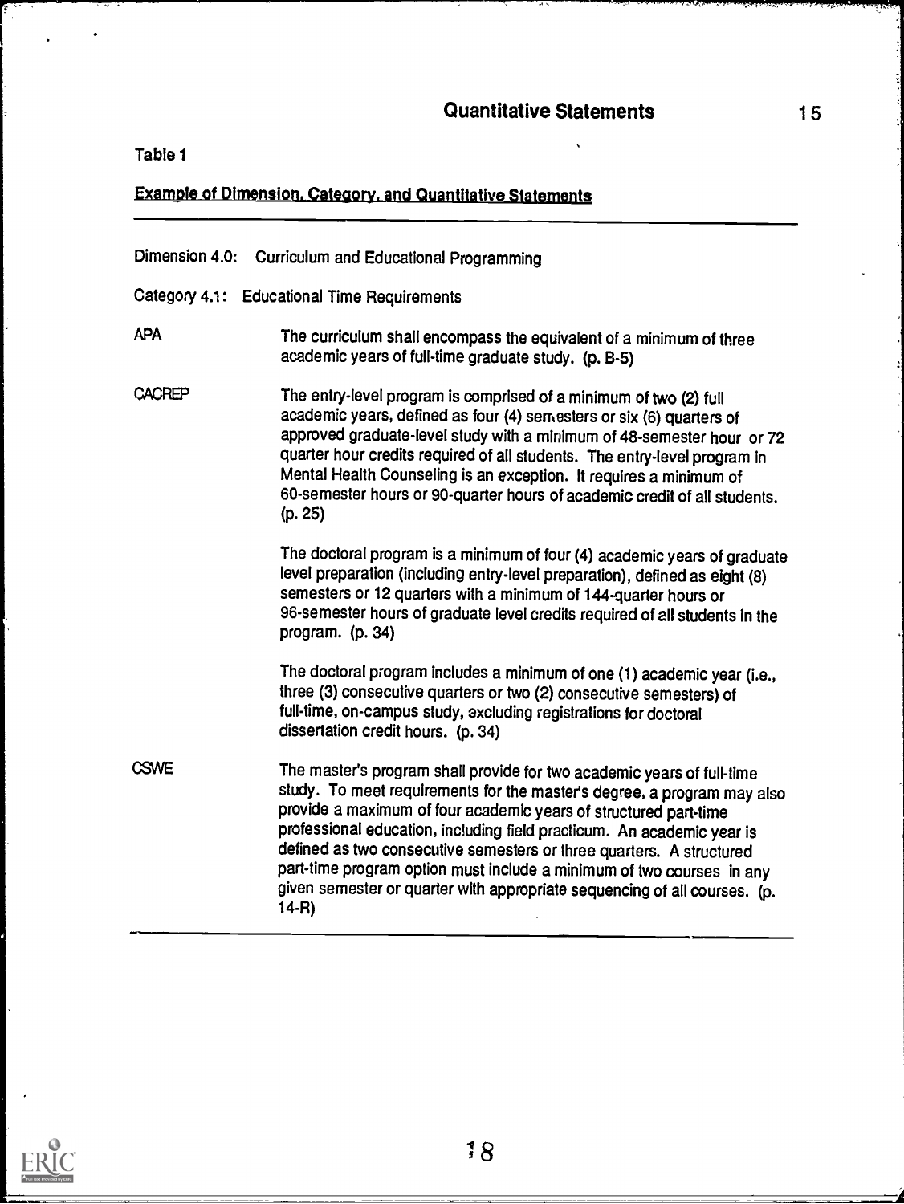Table 1

Example of Dimension, Category, and Quantitative Statements

Dimension 4.0: Curriculum and Educational Programming

Category 4.1: Educational Time Requirements

| | |
|---|---|
| APA | The curriculum shall encompass the equivalent of a minimum of three academic years of full-time graduate study. (p. B-5) |
| CACREP | The entry-level program is comprised of a minimum of two (2) full academic years, defined as four (4) semesters or six (6) quarters of approved graduate-level study with a minimum of 48-semester hour or 72 quarter hour credits required of all students. The entry-level program in Mental Health Counseling is an exception. It requires a minimum of 60-semester hours or 90-quarter hours of academic credit of all students. (p. 25) |
| | The doctoral program is a minimum of four (4) academic years of graduate level preparation (including entry-level preparation), defined as eight (8) semesters or 12 quarters with a minimum of 144-quarter hours or 96-semester hours of graduate level credits required of all students in the program. (p. 34) |
| | The doctoral program includes a minimum of one (1) academic year (i.e., three (3) consecutive quarters or two (2) consecutive semesters) of full-time, on-campus study, excluding registrations for doctoral dissertation credit hours. (p. 34) |
| CSWE | The master's program shall provide for two academic years of full-time study. To meet requirements for the master's degree, a program may also provide a maximum of four academic years of structured part-time professional education, including field practicum. An academic year is defined as two consecutive semesters or three quarters. A structured part-time program option must include a minimum of two courses in any given semester or quarter with appropriate sequencing of all courses. (p. 14-R) |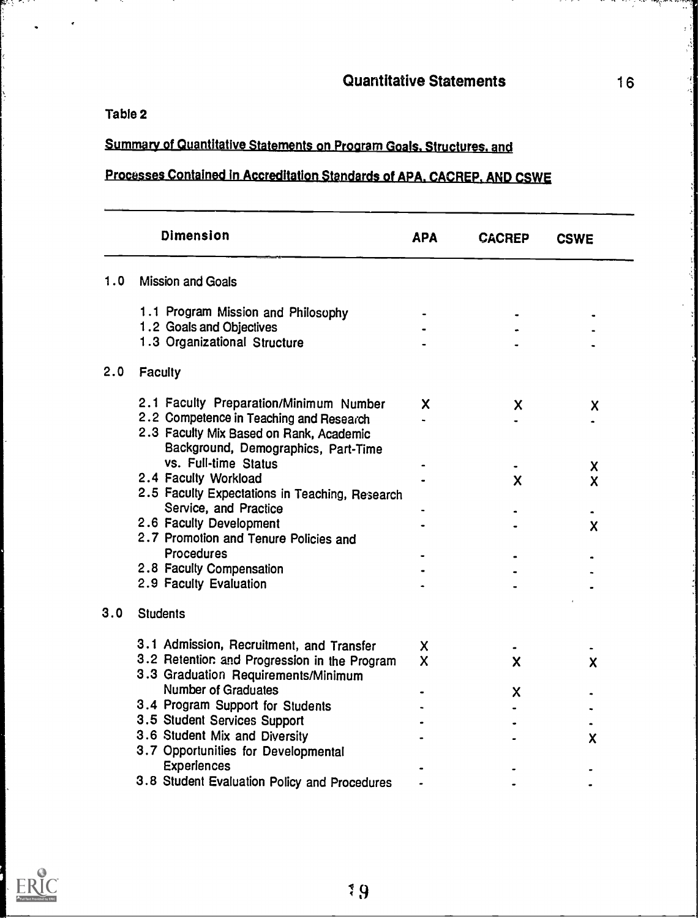Table 2

Summary of Quantitative Statements on Program Goals, Structures, and Processes Contained in Accreditation Standards of APA, CACREP, AND CSWE

| | Dimension | APA | CACREP | CSWE |
|---|---|---|---|---|
| 1.0 | Mission and Goals | | | |
| | 1.1 Program Mission and Philosophy | - | - | - |
| | 1.2 Goals and Objectives | - | - | - |
| | 1.3 Organizational Structure | - | - | - |
| 2.0 | Faculty | | | |
| | 2.1 Faculty Preparation/Minimum Number | X | X | X |
| | 2.2 Competence in Teaching and Research | - | - | - |
| | 2.3 Faculty Mix Based on Rank, Academic Background, Demographics, Part-Time vs. Full-time Status | - | - | X |
| | 2.4 Faculty Workload | - | X | X |
| | 2.5 Faculty Expectations in Teaching, Research Service, and Practice | - | - | - |
| | 2.6 Faculty Development | - | - | X |
| | 2.7 Promotion and Tenure Policies and Procedures | - | - | - |
| | 2.8 Faculty Compensation | - | - | - |
| | 2.9 Faculty Evaluation | - | - | - |
| 3.0 | Students | | | |
| | 3.1 Admission, Recruitment, and Transfer | X | - | - |
| | 3.2 Retention and Progression in the Program | X | X | X |
| | 3.3 Graduation Requirements/Minimum Number of Graduates | - | X | - |
| | 3.4 Program Support for Students | - | - | - |
| | 3.5 Student Services Support | - | - | - |
| | 3.6 Student Mix and Diversity | - | - | X |
| | 3.7 Opportunities for Developmental Experiences | - | - | - |
| | 3.8 Student Evaluation Policy and Procedures | - | - | - |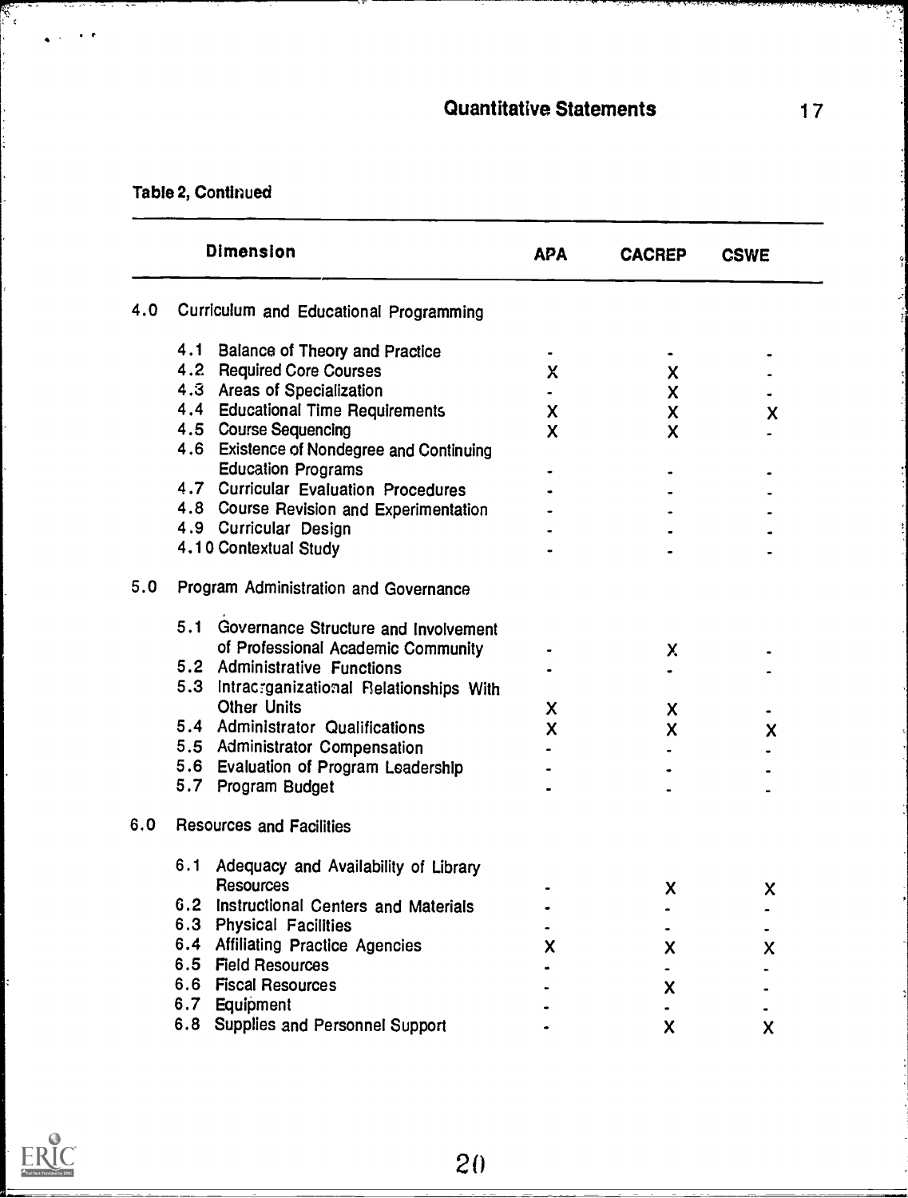Table 2, Continued

| Dimension | APA | CACREP | CSWE |
|---|---|---|---|
| **4.0 Curriculum and Educational Programming** | | | |
| 4.1 Balance of Theory and Practice | - | - | - |
| 4.2 Required Core Courses | X | X | - |
| 4.3 Areas of Specialization | - | X | - |
| 4.4 Educational Time Requirements | X | X | X |
| 4.5 Course Sequencing | X | X | - |
| 4.6 Existence of Nondegree and Continuing Education Programs | - | - | - |
| 4.7 Curricular Evaluation Procedures | - | - | - |
| 4.8 Course Revision and Experimentation | - | - | - |
| 4.9 Curricular Design | - | - | - |
| 4.10 Contextual Study | - | - | - |
| **5.0 Program Administration and Governance** | | | |
| 5.1 Governance Structure and Involvement of Professional Academic Community | - | X | - |
| 5.2 Administrative Functions | - | - | - |
| 5.3 Intraorganizational Relationships With Other Units | X | X | - |
| 5.4 Administrator Qualifications | X | X | X |
| 5.5 Administrator Compensation | - | - | - |
| 5.6 Evaluation of Program Leadership | - | - | - |
| 5.7 Program Budget | - | - | - |
| **6.0 Resources and Facilities** | | | |
| 6.1 Adequacy and Availability of Library Resources | - | X | X |
| 6.2 Instructional Centers and Materials | - | - | - |
| 6.3 Physical Facilities | - | - | - |
| 6.4 Affiliating Practice Agencies | X | X | X |
| 6.5 Field Resources | - | - | - |
| 6.6 Fiscal Resources | - | X | - |
| 6.7 Equipment | - | - | - |
| 6.8 Supplies and Personnel Support | - | X | X |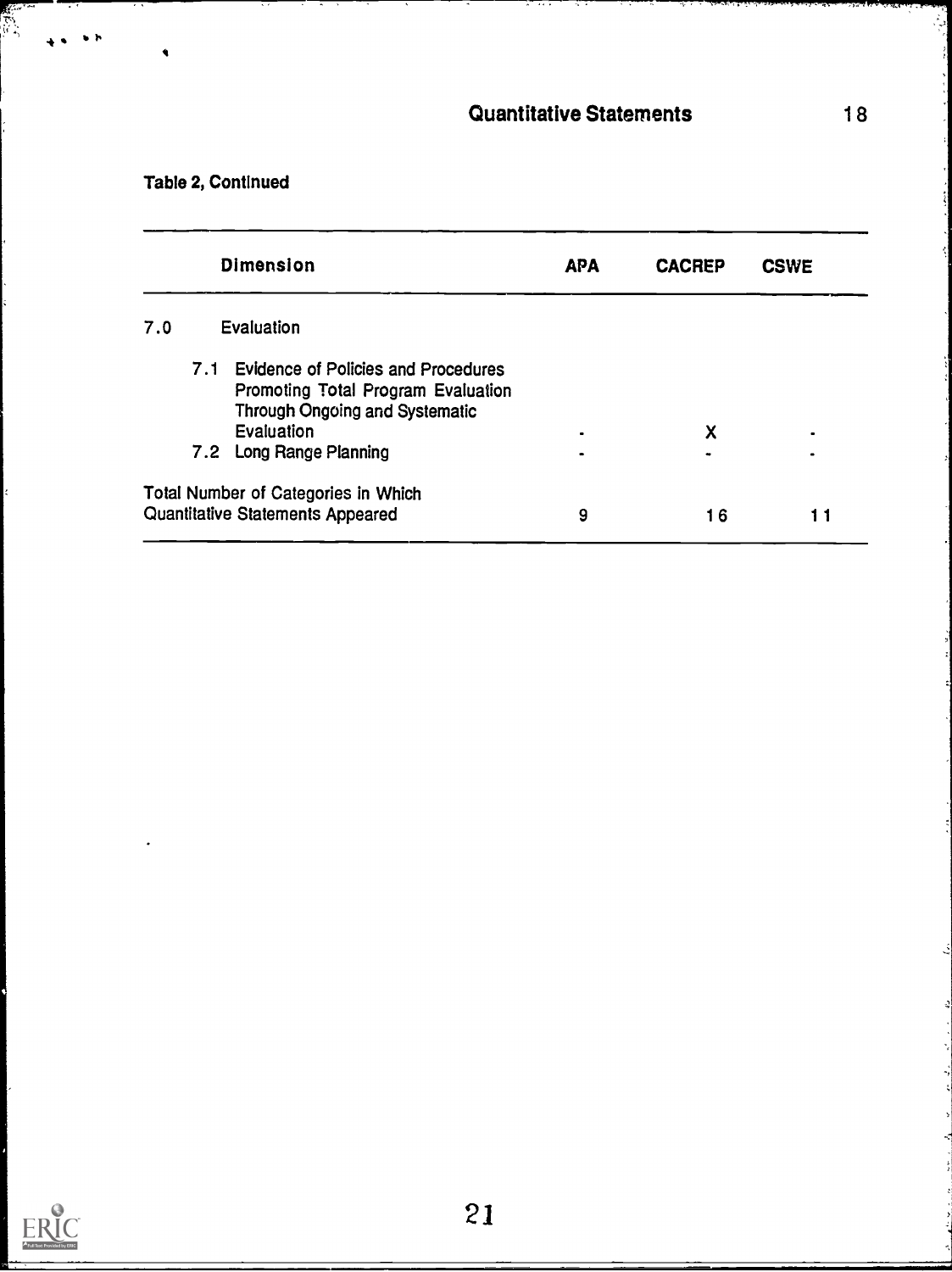Table 2, Continued

| Dimension | APA | CACREP | CSWE |
|---|---|---|---|
| 7.0 Evaluation | | | |
| 7.1 Evidence of Policies and Procedures Promoting Total Program Evaluation Through Ongoing and Systematic Evaluation | - | X | - |
| 7.2 Long Range Planning | - | - | - |
| Total Number of Categories in Which Quantitative Statements Appeared | 9 | 16 | 11 |